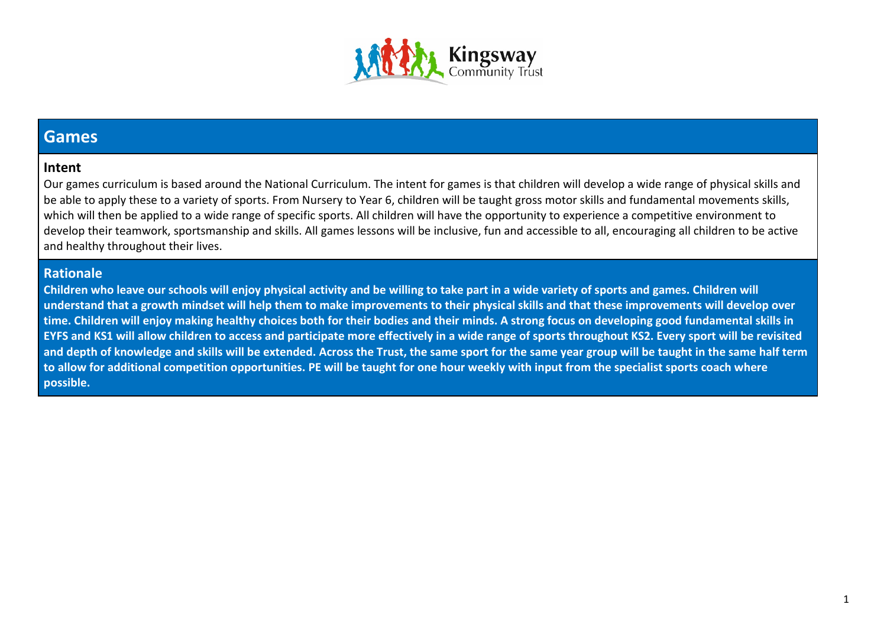Kingsway Community Trust

# Games

## Intent

Our games curriculum is based around the National Curriculum. The intent for games is that children will develop a wide range of physical skills and be able to apply these to a variety of sports. From Nursery to Year 6, children will be taught gross motor skills and fundamental movements skills, which will then be applied to a wide range of specific sports. All children will have the opportunity to experience a competitive environment to develop their teamwork, sportsmanship and skills. All games lessons will be inclusive, fun and accessible to all, encouraging all children to be active and healthy throughout their lives.

## Rationale

**Children who leave our schools will enjoy physical activity and be willing to take part in a wide variety of sports and games. Children will understand that a growth mindset will help them to make improvements to their physical skills and that these improvements will develop over time. Children will enjoy making healthy choices both for their bodies and their minds. A strong focus on developing good fundamental skills in EYFS and KS1 will allow children to access and participate more effectively in a wide range of sports throughout KS2. Every sport will be revisited and depth of knowledge and skills will be extended. Across the Trust, the same sport for the same year group will be taught in the same half term to allow for additional competition opportunities. PE will be taught for one hour weekly with input from the specialist sports coach where possible.**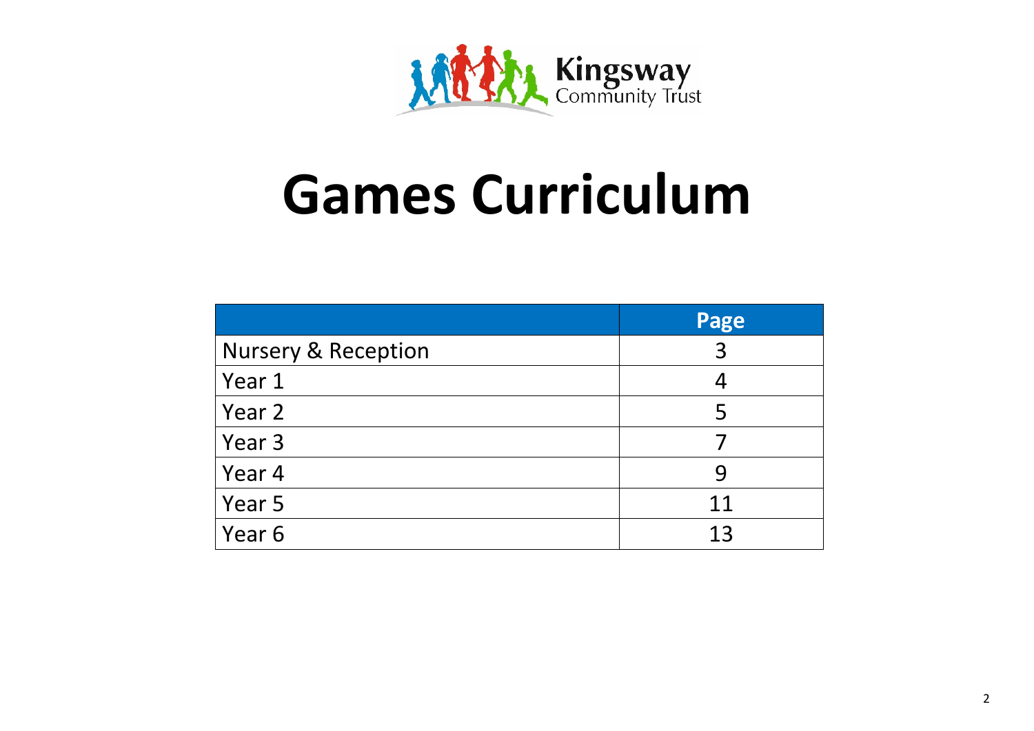Kingsway Community Trust

# Games Curriculum

| | Page |
|---|---|
| Nursery & Reception | 3 |
| Year 1 | 4 |
| Year 2 | 5 |
| Year 3 | 7 |
| Year 4 | 9 |
| Year 5 | 11 |
| Year 6 | 13 |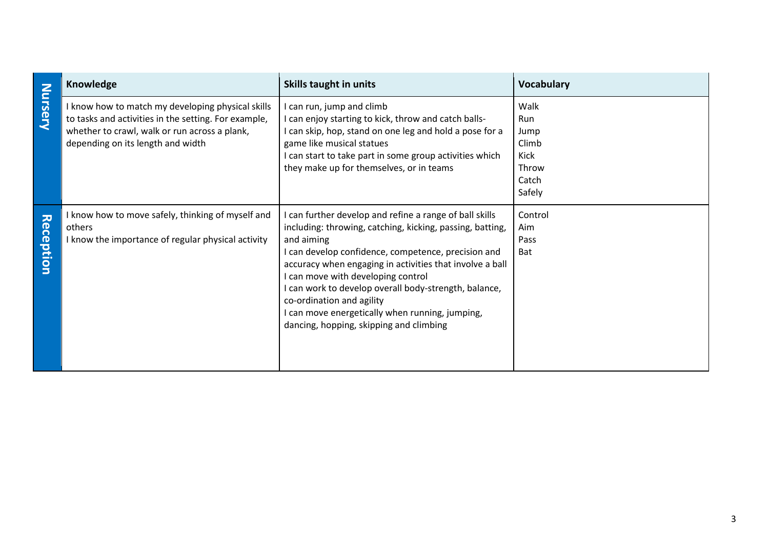| | Knowledge | Skills taught in units | Vocabulary |
|---|---|---|---|
| **Nursery** | I know how to match my developing physical skills to tasks and activities in the setting. For example, whether to crawl, walk or run across a plank, depending on its length and width | I can run, jump and climb<br>I can enjoy starting to kick, throw and catch balls-<br>I can skip, hop, stand on one leg and hold a pose for a game like musical statues<br>I can start to take part in some group activities which they make up for themselves, or in teams | Walk<br>Run<br>Jump<br>Climb<br>Kick<br>Throw<br>Catch<br>Safely |
| **Reception** | I know how to move safely, thinking of myself and others<br>I know the importance of regular physical activity | I can further develop and refine a range of ball skills including: throwing, catching, kicking, passing, batting, and aiming<br>I can develop confidence, competence, precision and accuracy when engaging in activities that involve a ball<br>I can move with developing control<br>I can work to develop overall body-strength, balance, co-ordination and agility<br>I can move energetically when running, jumping, dancing, hopping, skipping and climbing | Control<br>Aim<br>Pass<br>Bat |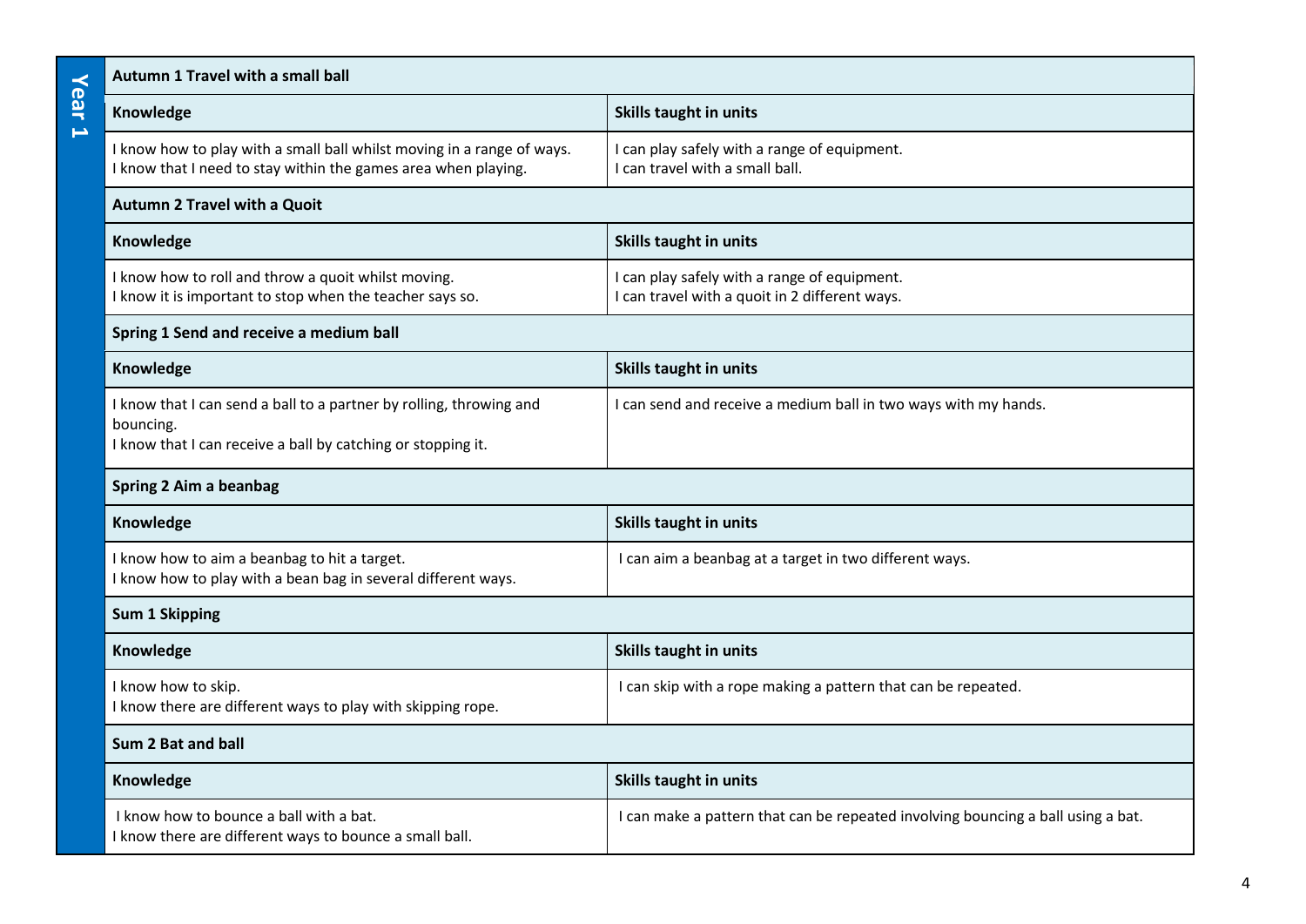## Year 1

### Autumn 1 Travel with a small ball

| Knowledge | Skills taught in units |
| --- | --- |
| I know how to play with a small ball whilst moving in a range of ways.<br>I know that I need to stay within the games area when playing. | I can play safely with a range of equipment.<br>I can travel with a small ball. |

### Autumn 2 Travel with a Quoit

| Knowledge | Skills taught in units |
| --- | --- |
| I know how to roll and throw a quoit whilst moving.<br>I know it is important to stop when the teacher says so. | I can play safely with a range of equipment.<br>I can travel with a quoit in 2 different ways. |

### Spring 1 Send and receive a medium ball

| Knowledge | Skills taught in units |
| --- | --- |
| I know that I can send a ball to a partner by rolling, throwing and bouncing.<br>I know that I can receive a ball by catching or stopping it. | I can send and receive a medium ball in two ways with my hands. |

### Spring 2 Aim a beanbag

| Knowledge | Skills taught in units |
| --- | --- |
| I know how to aim a beanbag to hit a target.<br>I know how to play with a bean bag in several different ways. | I can aim a beanbag at a target in two different ways. |

### Sum 1 Skipping

| Knowledge | Skills taught in units |
| --- | --- |
| I know how to skip.<br>I know there are different ways to play with skipping rope. | I can skip with a rope making a pattern that can be repeated. |

### Sum 2 Bat and ball

| Knowledge | Skills taught in units |
| --- | --- |
| I know how to bounce a ball with a bat.<br>I know there are different ways to bounce a small ball. | I can make a pattern that can be repeated involving bouncing a ball using a bat. |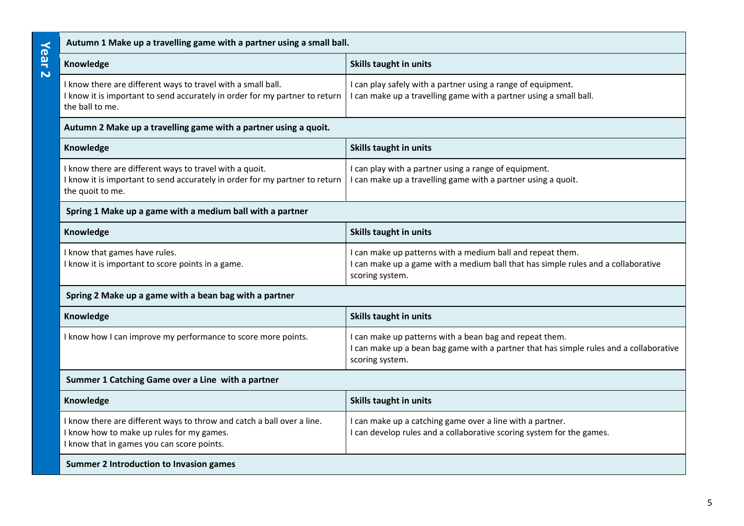## Year 2

**Autumn 1 Make up a travelling game with a partner using a small ball.**

| Knowledge | Skills taught in units |
|---|---|
| I know there are different ways to travel with a small ball.<br>I know it is important to send accurately in order for my partner to return the ball to me. | I can play safely with a partner using a range of equipment.<br>I can make up a travelling game with a partner using a small ball. |

**Autumn 2 Make up a travelling game with a partner using a quoit.**

| Knowledge | Skills taught in units |
|---|---|
| I know there are different ways to travel with a quoit.<br>I know it is important to send accurately in order for my partner to return the quoit to me. | I can play with a partner using a range of equipment.<br>I can make up a travelling game with a partner using a quoit. |

**Spring 1 Make up a game with a medium ball with a partner**

| Knowledge | Skills taught in units |
|---|---|
| I know that games have rules.<br>I know it is important to score points in a game. | I can make up patterns with a medium ball and repeat them.<br>I can make up a game with a medium ball that has simple rules and a collaborative scoring system. |

**Spring 2 Make up a game with a bean bag with a partner**

| Knowledge | Skills taught in units |
|---|---|
| I know how I can improve my performance to score more points. | I can make up patterns with a bean bag and repeat them.<br>I can make up a bean bag game with a partner that has simple rules and a collaborative scoring system. |

**Summer 1 Catching Game over a Line with a partner**

| Knowledge | Skills taught in units |
|---|---|
| I know there are different ways to throw and catch a ball over a line.<br>I know how to make up rules for my games.<br>I know that in games you can score points. | I can make up a catching game over a line with a partner.<br>I can develop rules and a collaborative scoring system for the games. |

**Summer 2 Introduction to Invasion games**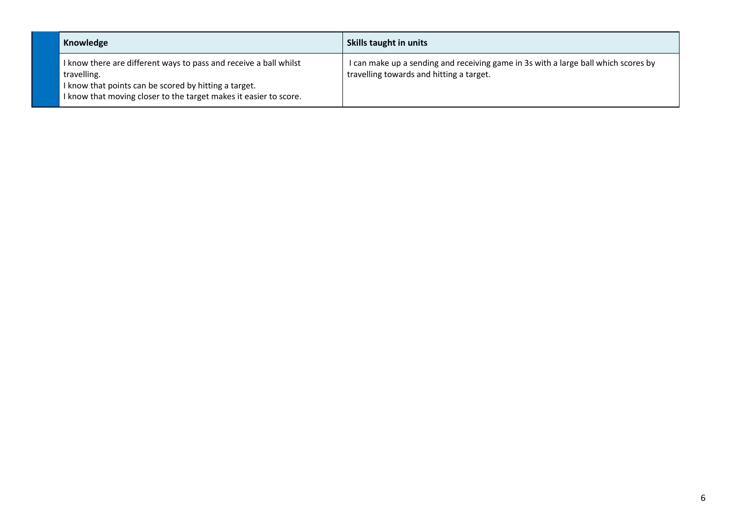| Knowledge | Skills taught in units |
|---|---|
| I know there are different ways to pass and receive a ball whilst travelling.<br>I know that points can be scored by hitting a target.<br>I know that moving closer to the target makes it easier to score. | I can make up a sending and receiving game in 3s with a large ball which scores by travelling towards and hitting a target. |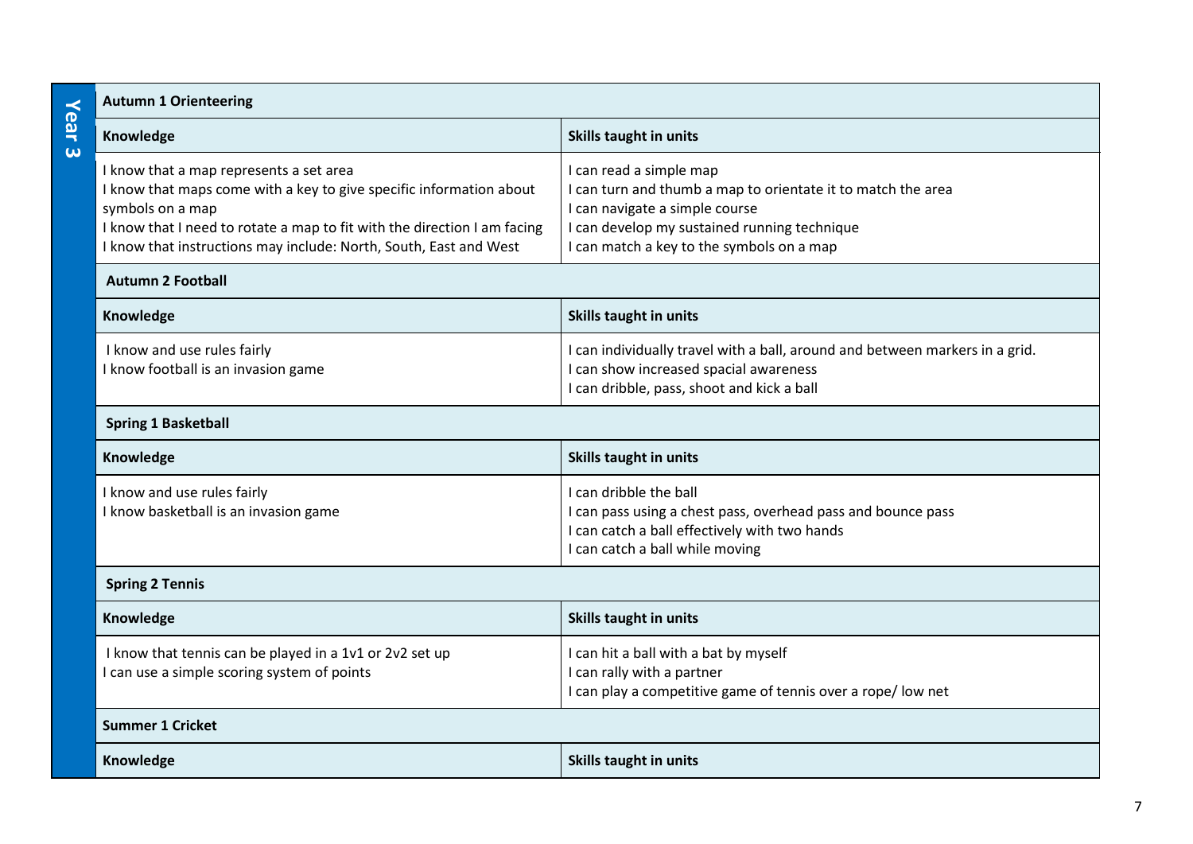## Year 3

| **Autumn 1 Orienteering** | |
|---|---|
| **Knowledge** | **Skills taught in units** |
| I know that a map represents a set area<br>I know that maps come with a key to give specific information about symbols on a map<br>I know that I need to rotate a map to fit with the direction I am facing<br>I know that instructions may include: North, South, East and West | I can read a simple map<br>I can turn and thumb a map to orientate it to match the area<br>I can navigate a simple course<br>I can develop my sustained running technique<br>I can match a key to the symbols on a map |
| **Autumn 2 Football** | |
| **Knowledge** | **Skills taught in units** |
| I know and use rules fairly<br>I know football is an invasion game | I can individually travel with a ball, around and between markers in a grid.<br>I can show increased spacial awareness<br>I can dribble, pass, shoot and kick a ball |
| **Spring 1 Basketball** | |
| **Knowledge** | **Skills taught in units** |
| I know and use rules fairly<br>I know basketball is an invasion game | I can dribble the ball<br>I can pass using a chest pass, overhead pass and bounce pass<br>I can catch a ball effectively with two hands<br>I can catch a ball while moving |
| **Spring 2 Tennis** | |
| **Knowledge** | **Skills taught in units** |
| I know that tennis can be played in a 1v1 or 2v2 set up<br>I can use a simple scoring system of points | I can hit a ball with a bat by myself<br>I can rally with a partner<br>I can play a competitive game of tennis over a rope/ low net |
| **Summer 1 Cricket** | |
| **Knowledge** | **Skills taught in units** |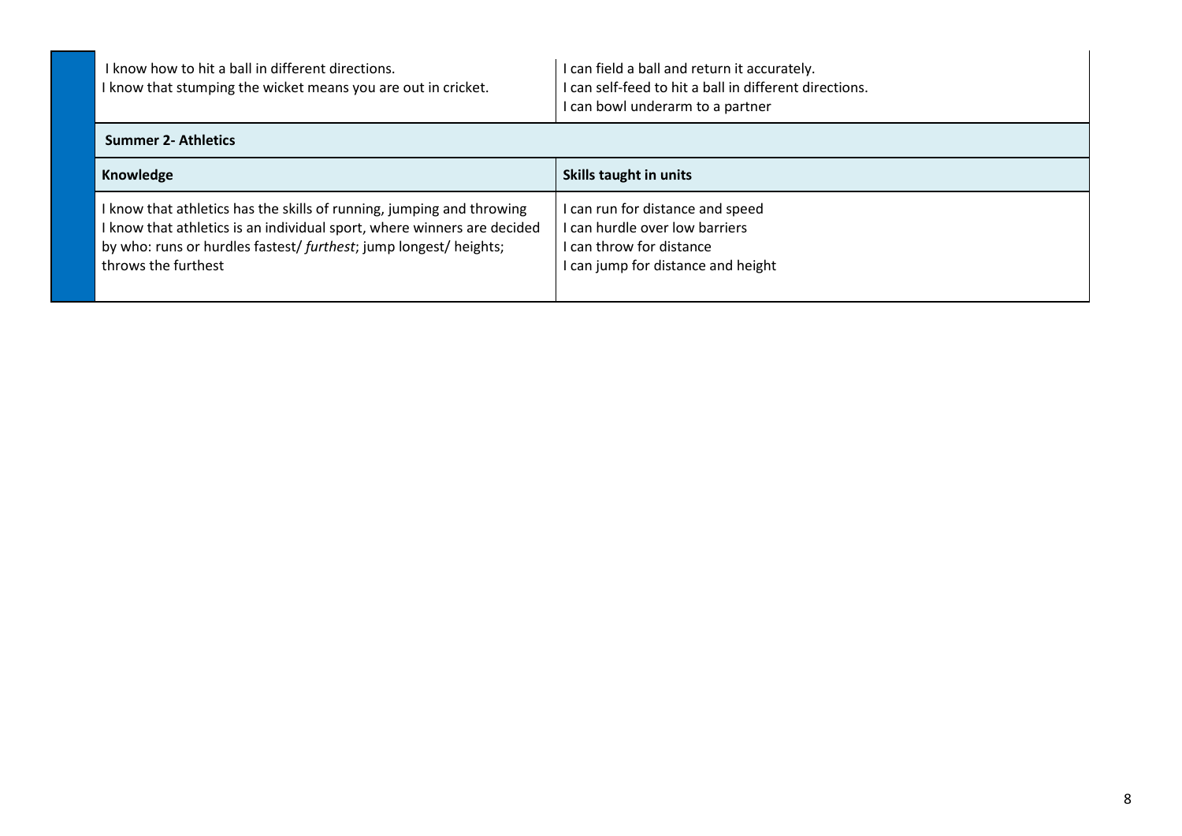| | |
|---|---|
| I know how to hit a ball in different directions.<br>I know that stumping the wicket means you are out in cricket. | I can field a ball and return it accurately.<br>I can self-feed to hit a ball in different directions.<br>I can bowl underarm to a partner |
| **Summer 2- Athletics** | |
| **Knowledge** | **Skills taught in units** |
| I know that athletics has the skills of running, jumping and throwing<br>I know that athletics is an individual sport, where winners are decided by who: runs or hurdles fastest/ *furthest*; jump longest/ heights; throws the furthest | I can run for distance and speed<br>I can hurdle over low barriers<br>I can throw for distance<br>I can jump for distance and height |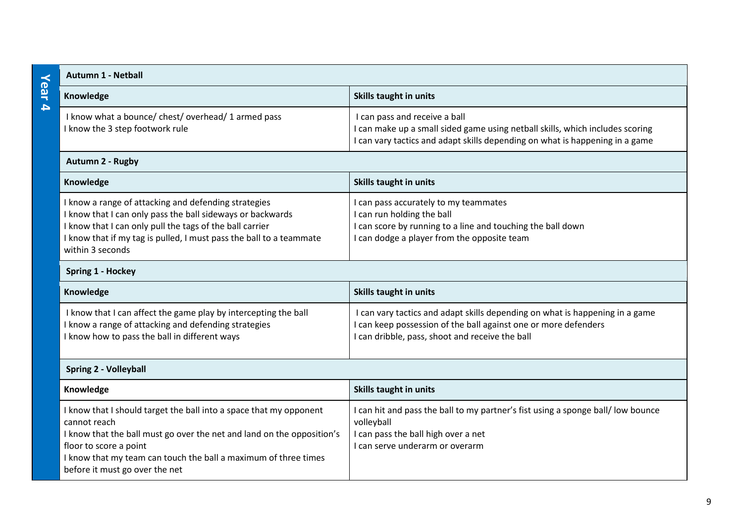## Year 4

### Autumn 1 - Netball

| Knowledge | Skills taught in units |
| --- | --- |
| I know what a bounce/ chest/ overhead/ 1 armed pass<br>I know the 3 step footwork rule | I can pass and receive a ball<br>I can make up a small sided game using netball skills, which includes scoring<br>I can vary tactics and adapt skills depending on what is happening in a game |

### Autumn 2 - Rugby

| Knowledge | Skills taught in units |
| --- | --- |
| I know a range of attacking and defending strategies<br>I know that I can only pass the ball sideways or backwards<br>I know that I can only pull the tags of the ball carrier<br>I know that if my tag is pulled, I must pass the ball to a teammate within 3 seconds | I can pass accurately to my teammates<br>I can run holding the ball<br>I can score by running to a line and touching the ball down<br>I can dodge a player from the opposite team |

### Spring 1 - Hockey

| Knowledge | Skills taught in units |
| --- | --- |
| I know that I can affect the game play by intercepting the ball<br>I know a range of attacking and defending strategies<br>I know how to pass the ball in different ways | I can vary tactics and adapt skills depending on what is happening in a game<br>I can keep possession of the ball against one or more defenders<br>I can dribble, pass, shoot and receive the ball |

### Spring 2 - Volleyball

| Knowledge | Skills taught in units |
| --- | --- |
| I know that I should target the ball into a space that my opponent cannot reach<br>I know that the ball must go over the net and land on the opposition's floor to score a point<br>I know that my team can touch the ball a maximum of three times before it must go over the net | I can hit and pass the ball to my partner's fist using a sponge ball/ low bounce volleyball<br>I can pass the ball high over a net<br>I can serve underarm or overarm |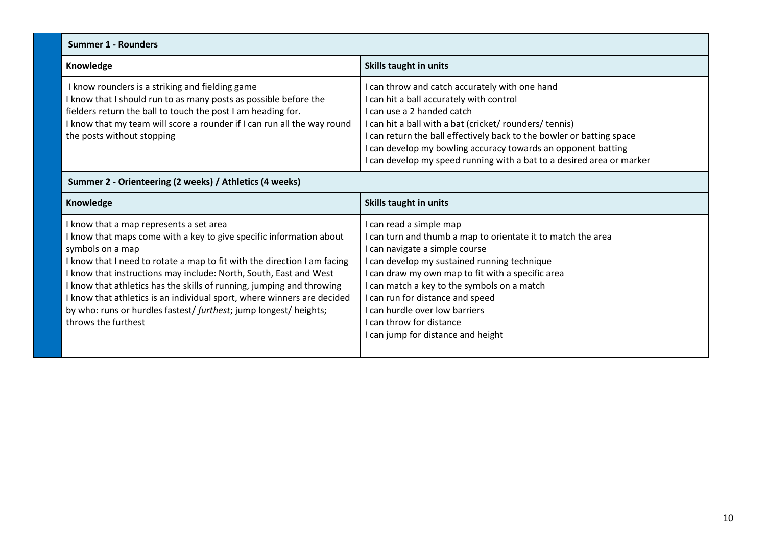| Summer 1 - Rounders | |
|---|---|
| **Knowledge** | **Skills taught in units** |
| I know rounders is a striking and fielding game<br>I know that I should run to as many posts as possible before the fielders return the ball to touch the post I am heading for.<br>I know that my team will score a rounder if I can run all the way round the posts without stopping | I can throw and catch accurately with one hand<br>I can hit a ball accurately with control<br>I can use a 2 handed catch<br>I can hit a ball with a bat (cricket/ rounders/ tennis)<br>I can return the ball effectively back to the bowler or batting space<br>I can develop my bowling accuracy towards an opponent batting<br>I can develop my speed running with a bat to a desired area or marker |

| Summer 2 - Orienteering (2 weeks) / Athletics (4 weeks) | |
|---|---|
| **Knowledge** | **Skills taught in units** |
| I know that a map represents a set area<br>I know that maps come with a key to give specific information about symbols on a map<br>I know that I need to rotate a map to fit with the direction I am facing<br>I know that instructions may include: North, South, East and West<br>I know that athletics has the skills of running, jumping and throwing<br>I know that athletics is an individual sport, where winners are decided by who: runs or hurdles fastest/ *furthest*; jump longest/ heights; throws the furthest | I can read a simple map<br>I can turn and thumb a map to orientate it to match the area<br>I can navigate a simple course<br>I can develop my sustained running technique<br>I can draw my own map to fit with a specific area<br>I can match a key to the symbols on a match<br>I can run for distance and speed<br>I can hurdle over low barriers<br>I can throw for distance<br>I can jump for distance and height |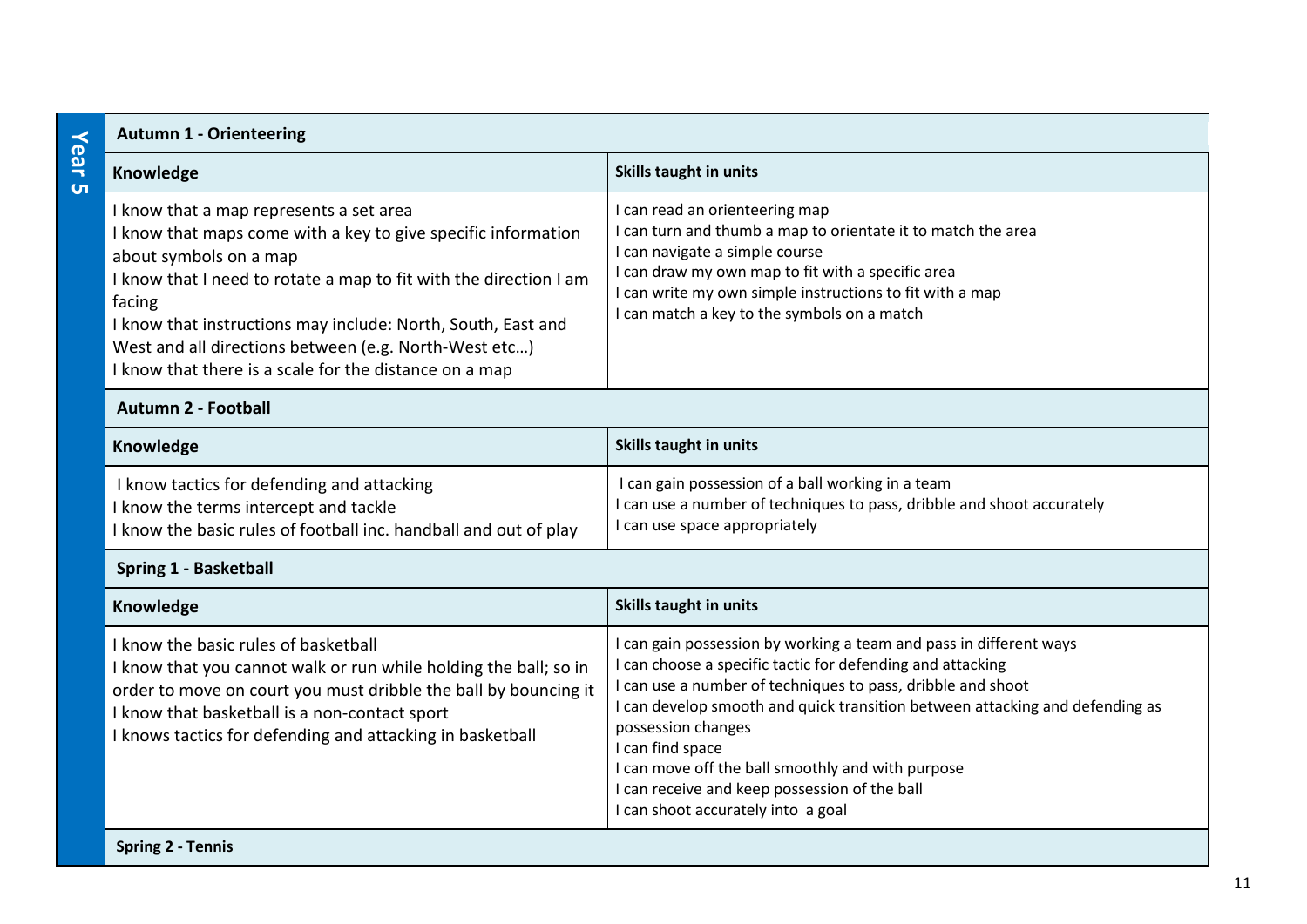## Year 5

### Autumn 1 - Orienteering

| Knowledge | Skills taught in units |
| --- | --- |
| I know that a map represents a set area<br>I know that maps come with a key to give specific information about symbols on a map<br>I know that I need to rotate a map to fit with the direction I am facing<br>I know that instructions may include: North, South, East and West and all directions between (e.g. North-West etc…)<br>I know that there is a scale for the distance on a map | I can read an orienteering map<br>I can turn and thumb a map to orientate it to match the area<br>I can navigate a simple course<br>I can draw my own map to fit with a specific area<br>I can write my own simple instructions to fit with a map<br>I can match a key to the symbols on a match |

### Autumn 2 - Football

| Knowledge | Skills taught in units |
| --- | --- |
| I know tactics for defending and attacking<br>I know the terms intercept and tackle<br>I know the basic rules of football inc. handball and out of play | I can gain possession of a ball working in a team<br>I can use a number of techniques to pass, dribble and shoot accurately<br>I can use space appropriately |

### Spring 1 - Basketball

| Knowledge | Skills taught in units |
| --- | --- |
| I know the basic rules of basketball<br>I know that you cannot walk or run while holding the ball; so in order to move on court you must dribble the ball by bouncing it<br>I know that basketball is a non-contact sport<br>I knows tactics for defending and attacking in basketball | I can gain possession by working a team and pass in different ways<br>I can choose a specific tactic for defending and attacking<br>I can use a number of techniques to pass, dribble and shoot<br>I can develop smooth and quick transition between attacking and defending as possession changes<br>I can find space<br>I can move off the ball smoothly and with purpose<br>I can receive and keep possession of the ball<br>I can shoot accurately into a goal |

### Spring 2 - Tennis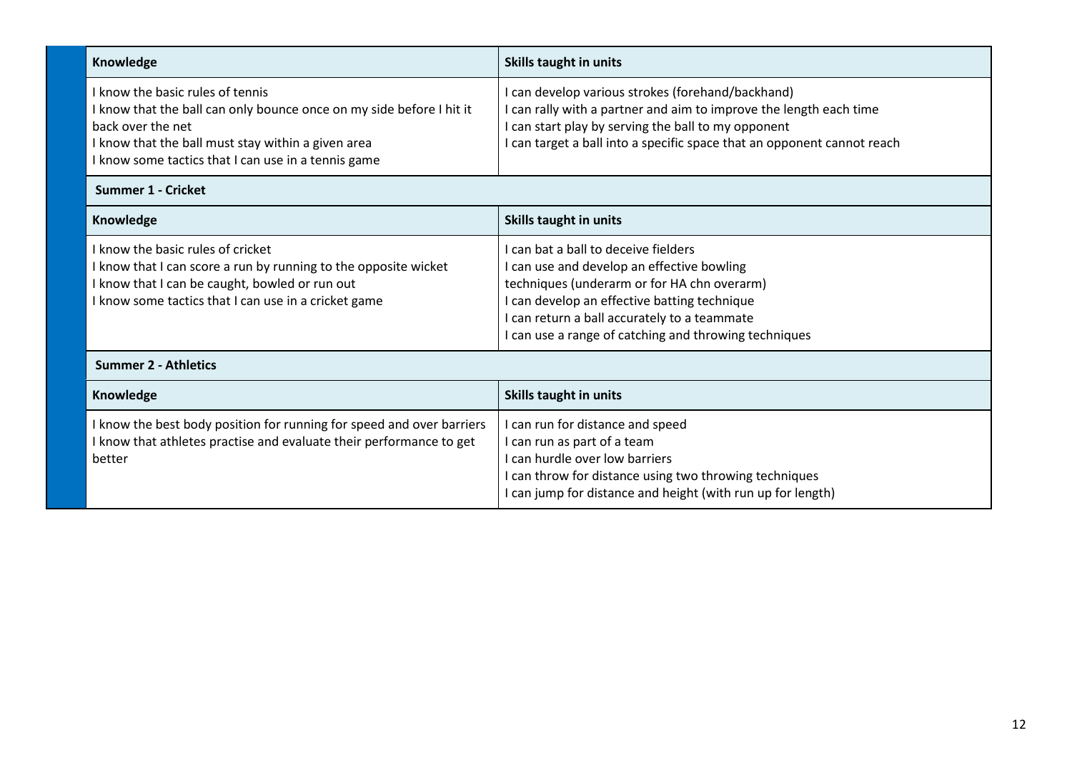| Knowledge | Skills taught in units |
|---|---|
| I know the basic rules of tennis<br>I know that the ball can only bounce once on my side before I hit it back over the net<br>I know that the ball must stay within a given area<br>I know some tactics that I can use in a tennis game | I can develop various strokes (forehand/backhand)<br>I can rally with a partner and aim to improve the length each time<br>I can start play by serving the ball to my opponent<br>I can target a ball into a specific space that an opponent cannot reach |

**Summer 1 - Cricket**

| Knowledge | Skills taught in units |
|---|---|
| I know the basic rules of cricket<br>I know that I can score a run by running to the opposite wicket<br>I know that I can be caught, bowled or run out<br>I know some tactics that I can use in a cricket game | I can bat a ball to deceive fielders<br>I can use and develop an effective bowling techniques (underarm or for HA chn overarm)<br>I can develop an effective batting technique<br>I can return a ball accurately to a teammate<br>I can use a range of catching and throwing techniques |

**Summer 2 - Athletics**

| Knowledge | Skills taught in units |
|---|---|
| I know the best body position for running for speed and over barriers<br>I know that athletes practise and evaluate their performance to get better | I can run for distance and speed<br>I can run as part of a team<br>I can hurdle over low barriers<br>I can throw for distance using two throwing techniques<br>I can jump for distance and height (with run up for length) |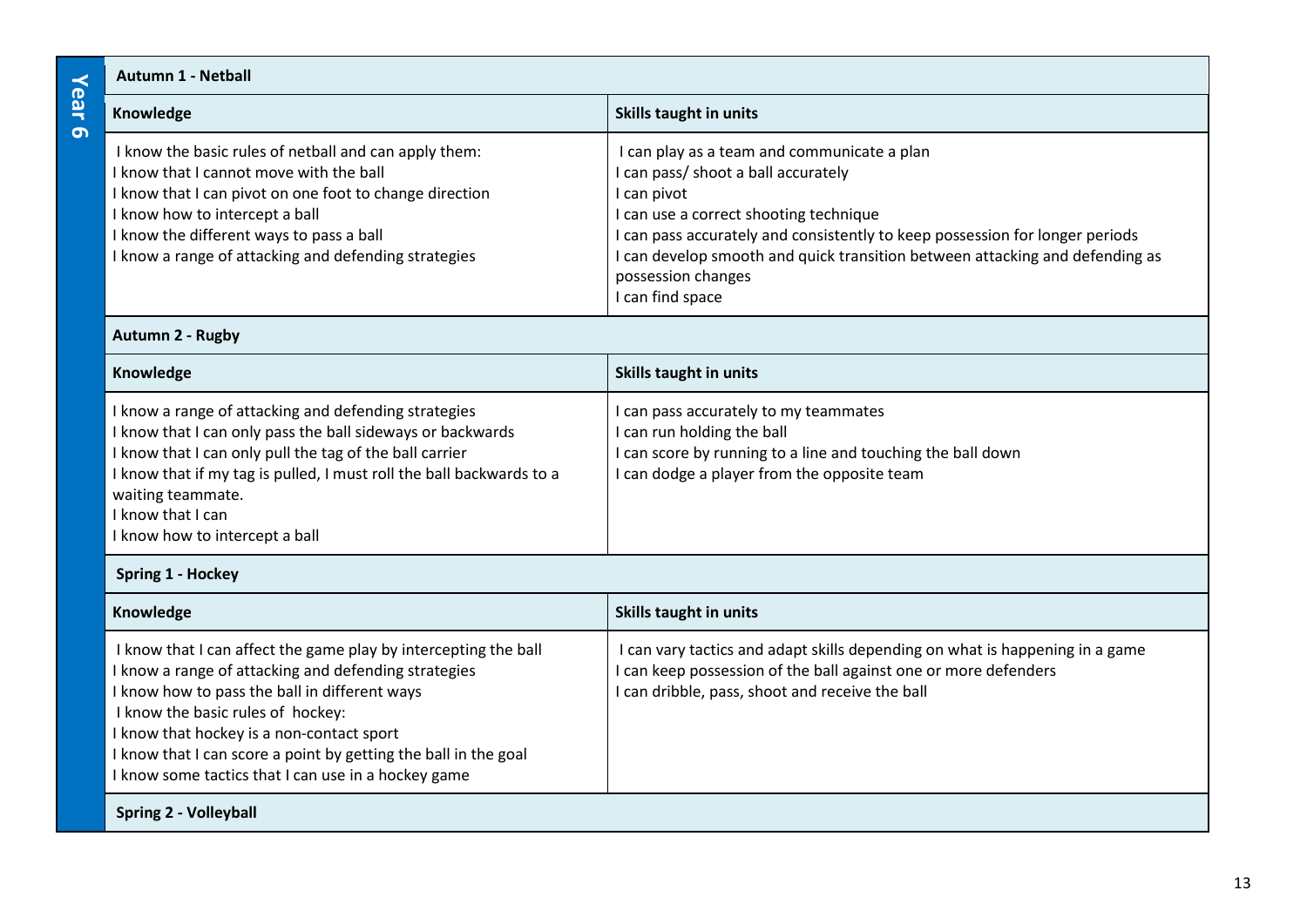## Year 6

### Autumn 1 - Netball

| Knowledge | Skills taught in units |
|---|---|
| I know the basic rules of netball and can apply them:<br>I know that I cannot move with the ball<br>I know that I can pivot on one foot to change direction<br>I know how to intercept a ball<br>I know the different ways to pass a ball<br>I know a range of attacking and defending strategies | I can play as a team and communicate a plan<br>I can pass/ shoot a ball accurately<br>I can pivot<br>I can use a correct shooting technique<br>I can pass accurately and consistently to keep possession for longer periods<br>I can develop smooth and quick transition between attacking and defending as possession changes<br>I can find space |

### Autumn 2 - Rugby

| Knowledge | Skills taught in units |
|---|---|
| I know a range of attacking and defending strategies<br>I know that I can only pass the ball sideways or backwards<br>I know that I can only pull the tag of the ball carrier<br>I know that if my tag is pulled, I must roll the ball backwards to a waiting teammate.<br>I know that I can<br>I know how to intercept a ball | I can pass accurately to my teammates<br>I can run holding the ball<br>I can score by running to a line and touching the ball down<br>I can dodge a player from the opposite team |

### Spring 1 - Hockey

| Knowledge | Skills taught in units |
|---|---|
| I know that I can affect the game play by intercepting the ball<br>I know a range of attacking and defending strategies<br>I know how to pass the ball in different ways<br>I know the basic rules of hockey:<br>I know that hockey is a non-contact sport<br>I know that I can score a point by getting the ball in the goal<br>I know some tactics that I can use in a hockey game | I can vary tactics and adapt skills depending on what is happening in a game<br>I can keep possession of the ball against one or more defenders<br>I can dribble, pass, shoot and receive the ball |

### Spring 2 - Volleyball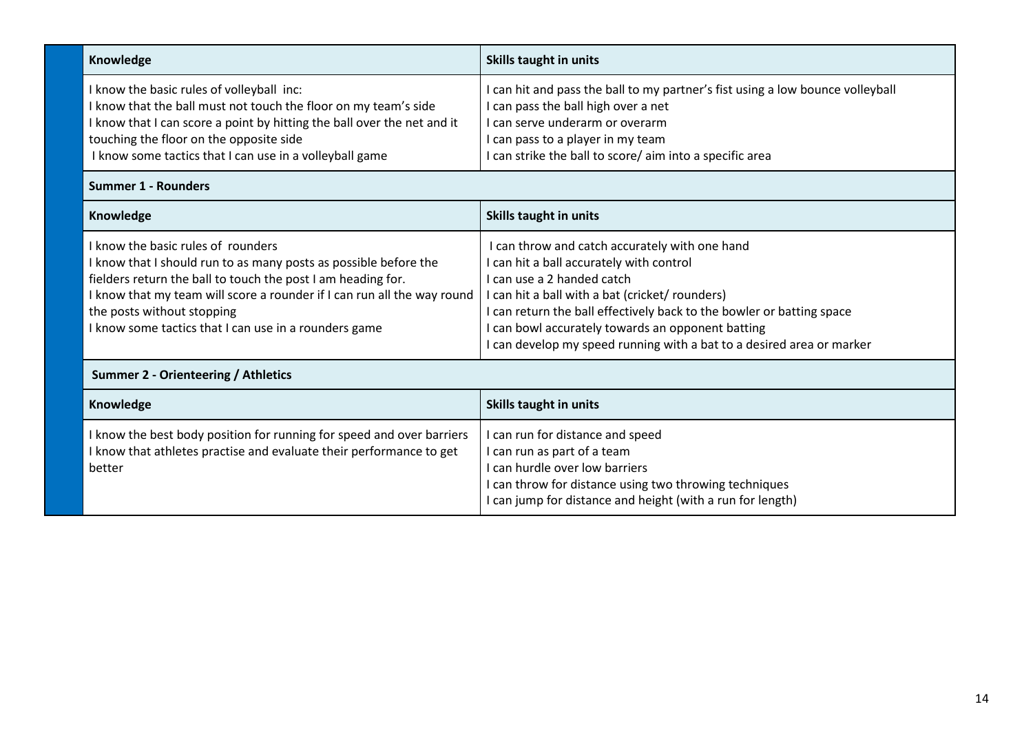| Knowledge | Skills taught in units |
|---|---|
| I know the basic rules of volleyball inc:<br>I know that the ball must not touch the floor on my team's side<br>I know that I can score a point by hitting the ball over the net and it touching the floor on the opposite side<br>I know some tactics that I can use in a volleyball game | I can hit and pass the ball to my partner's fist using a low bounce volleyball<br>I can pass the ball high over a net<br>I can serve underarm or overarm<br>I can pass to a player in my team<br>I can strike the ball to score/ aim into a specific area |

**Summer 1 - Rounders**

| Knowledge | Skills taught in units |
|---|---|
| I know the basic rules of rounders<br>I know that I should run to as many posts as possible before the fielders return the ball to touch the post I am heading for.<br>I know that my team will score a rounder if I can run all the way round the posts without stopping<br>I know some tactics that I can use in a rounders game | I can throw and catch accurately with one hand<br>I can hit a ball accurately with control<br>I can use a 2 handed catch<br>I can hit a ball with a bat (cricket/ rounders)<br>I can return the ball effectively back to the bowler or batting space<br>I can bowl accurately towards an opponent batting<br>I can develop my speed running with a bat to a desired area or marker |

**Summer 2 - Orienteering / Athletics**

| Knowledge | Skills taught in units |
|---|---|
| I know the best body position for running for speed and over barriers<br>I know that athletes practise and evaluate their performance to get better | I can run for distance and speed<br>I can run as part of a team<br>I can hurdle over low barriers<br>I can throw for distance using two throwing techniques<br>I can jump for distance and height (with a run for length) |